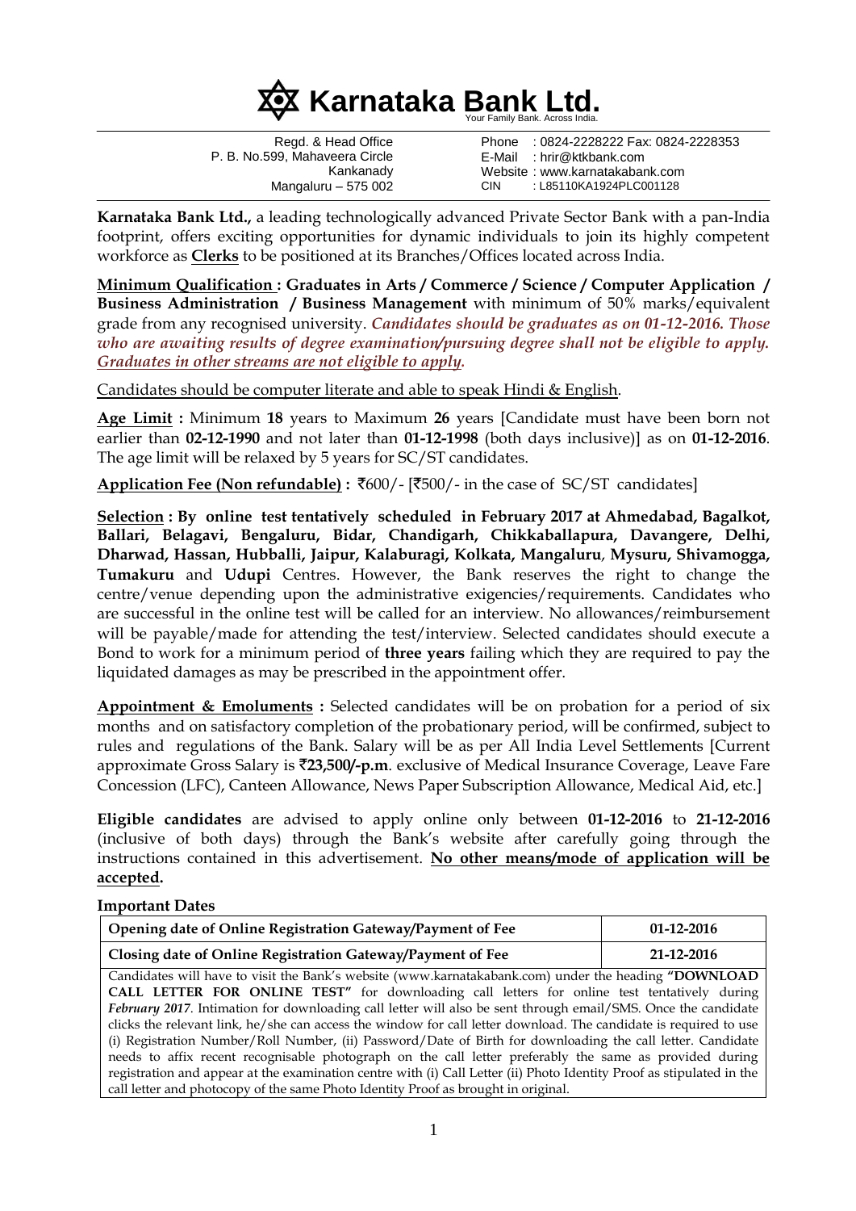# Karnataka Bank Ltd.

Your Family Bank. Across India.

Regd. & Head Office
P. B. No.599, Mahaveera Circle
Kankanady
Mangaluru – 575 002

Phone : 0824-2228222 Fax: 0824-2228353
E-Mail : hrir@ktkbank.com
Website : www.karnatakabank.com
CIN : L85110KA1924PLC001128

**Karnataka Bank Ltd.,** a leading technologically advanced Private Sector Bank with a pan-India footprint, offers exciting opportunities for dynamic individuals to join its highly competent workforce as **Clerks** to be positioned at its Branches/Offices located across India.

**Minimum Qualification : Graduates in Arts / Commerce / Science / Computer Application / Business Administration / Business Management** with minimum of 50% marks/equivalent grade from any recognised university. ***Candidates should be graduates as on 01-12-2016. Those who are awaiting results of degree examination/pursuing degree shall not be eligible to apply. Graduates in other streams are not eligible to apply.***

Candidates should be computer literate and able to speak Hindi & English.

**Age Limit :** Minimum **18** years to Maximum **26** years [Candidate must have been born not earlier than **02-12-1990** and not later than **01-12-1998** (both days inclusive)] as on **01-12-2016**. The age limit will be relaxed by 5 years for SC/ST candidates.

**Application Fee (Non refundable) :** ₹600/- [₹500/- in the case of SC/ST candidates]

**Selection : By online test tentatively scheduled in February 2017 at Ahmedabad, Bagalkot, Ballari, Belagavi, Bengaluru, Bidar, Chandigarh, Chikkaballapura, Davangere, Delhi, Dharwad, Hassan, Hubballi, Jaipur, Kalaburagi, Kolkata, Mangaluru, Mysuru, Shivamogga, Tumakuru** and **Udupi** Centres. However, the Bank reserves the right to change the centre/venue depending upon the administrative exigencies/requirements. Candidates who are successful in the online test will be called for an interview. No allowances/reimbursement will be payable/made for attending the test/interview. Selected candidates should execute a Bond to work for a minimum period of **three years** failing which they are required to pay the liquidated damages as may be prescribed in the appointment offer.

**Appointment & Emoluments :** Selected candidates will be on probation for a period of six months and on satisfactory completion of the probationary period, will be confirmed, subject to rules and regulations of the Bank. Salary will be as per All India Level Settlements [Current approximate Gross Salary is **₹23,500/-p.m**. exclusive of Medical Insurance Coverage, Leave Fare Concession (LFC), Canteen Allowance, News Paper Subscription Allowance, Medical Aid, etc.]

**Eligible candidates** are advised to apply online only between **01-12-2016** to **21-12-2016** (inclusive of both days) through the Bank's website after carefully going through the instructions contained in this advertisement. **No other means/mode of application will be accepted.**

**Important Dates**

| Opening date of Online Registration Gateway/Payment of Fee | 01-12-2016 |
|---|---|
| Closing date of Online Registration Gateway/Payment of Fee | 21-12-2016 |

Candidates will have to visit the Bank's website (www.karnatakabank.com) under the heading **"DOWNLOAD CALL LETTER FOR ONLINE TEST"** for downloading call letters for online test tentatively during ***February 2017***. Intimation for downloading call letter will also be sent through email/SMS. Once the candidate clicks the relevant link, he/she can access the window for call letter download. The candidate is required to use (i) Registration Number/Roll Number, (ii) Password/Date of Birth for downloading the call letter. Candidate needs to affix recent recognisable photograph on the call letter preferably the same as provided during registration and appear at the examination centre with (i) Call Letter (ii) Photo Identity Proof as stipulated in the call letter and photocopy of the same Photo Identity Proof as brought in original.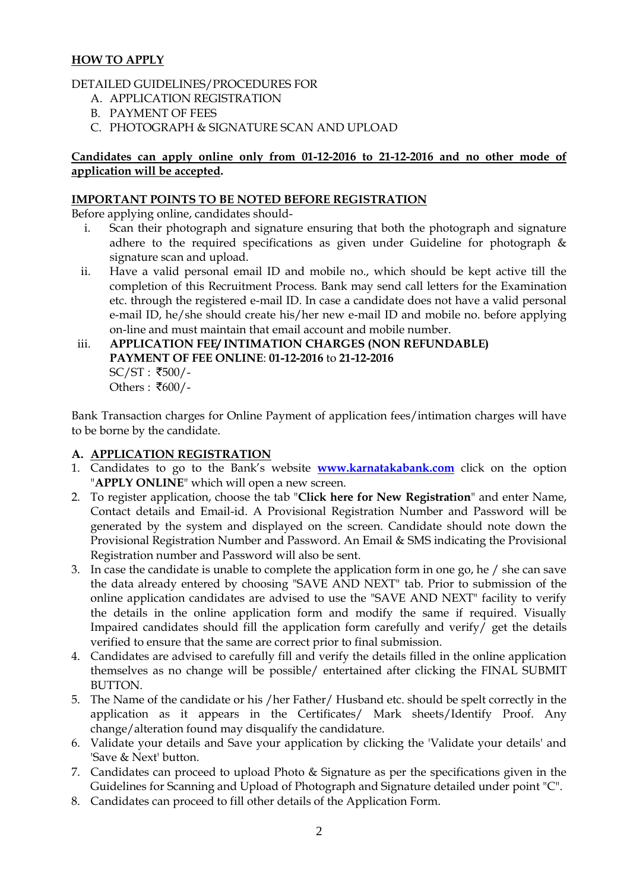## HOW TO APPLY

DETAILED GUIDELINES/PROCEDURES FOR

A. APPLICATION REGISTRATION
B. PAYMENT OF FEES
C. PHOTOGRAPH & SIGNATURE SCAN AND UPLOAD

**Candidates can apply online only from 01-12-2016 to 21-12-2016 and no other mode of application will be accepted.**

### IMPORTANT POINTS TO BE NOTED BEFORE REGISTRATION

Before applying online, candidates should-

i. Scan their photograph and signature ensuring that both the photograph and signature adhere to the required specifications as given under Guideline for photograph & signature scan and upload.

ii. Have a valid personal email ID and mobile no., which should be kept active till the completion of this Recruitment Process. Bank may send call letters for the Examination etc. through the registered e-mail ID. In case a candidate does not have a valid personal e-mail ID, he/she should create his/her new e-mail ID and mobile no. before applying on-line and must maintain that email account and mobile number.

iii. **APPLICATION FEE/ INTIMATION CHARGES (NON REFUNDABLE)**
**PAYMENT OF FEE ONLINE**: **01-12-2016** to **21-12-2016**
SC/ST : ₹500/-
Others : ₹600/-

Bank Transaction charges for Online Payment of application fees/intimation charges will have to be borne by the candidate.

### A. APPLICATION REGISTRATION

1. Candidates to go to the Bank's website **www.karnatakabank.com** click on the option "**APPLY ONLINE**" which will open a new screen.
2. To register application, choose the tab "**Click here for New Registration**" and enter Name, Contact details and Email-id. A Provisional Registration Number and Password will be generated by the system and displayed on the screen. Candidate should note down the Provisional Registration Number and Password. An Email & SMS indicating the Provisional Registration number and Password will also be sent.
3. In case the candidate is unable to complete the application form in one go, he / she can save the data already entered by choosing "SAVE AND NEXT" tab. Prior to submission of the online application candidates are advised to use the "SAVE AND NEXT" facility to verify the details in the online application form and modify the same if required. Visually Impaired candidates should fill the application form carefully and verify/ get the details verified to ensure that the same are correct prior to final submission.
4. Candidates are advised to carefully fill and verify the details filled in the online application themselves as no change will be possible/ entertained after clicking the FINAL SUBMIT BUTTON.
5. The Name of the candidate or his /her Father/ Husband etc. should be spelt correctly in the application as it appears in the Certificates/ Mark sheets/Identify Proof. Any change/alteration found may disqualify the candidature.
6. Validate your details and Save your application by clicking the 'Validate your details' and 'Save & Next' button.
7. Candidates can proceed to upload Photo & Signature as per the specifications given in the Guidelines for Scanning and Upload of Photograph and Signature detailed under point "C".
8. Candidates can proceed to fill other details of the Application Form.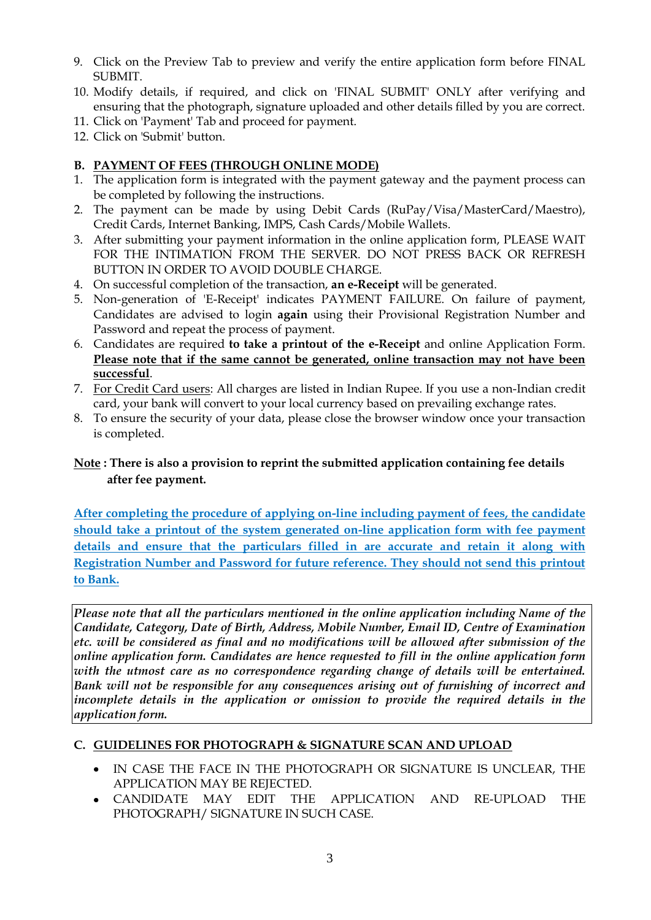9. Click on the Preview Tab to preview and verify the entire application form before FINAL SUBMIT.
10. Modify details, if required, and click on 'FINAL SUBMIT' ONLY after verifying and ensuring that the photograph, signature uploaded and other details filled by you are correct.
11. Click on 'Payment' Tab and proceed for payment.
12. Click on 'Submit' button.

**B. <u>PAYMENT OF FEES (THROUGH ONLINE MODE)</u>**

1. The application form is integrated with the payment gateway and the payment process can be completed by following the instructions.
2. The payment can be made by using Debit Cards (RuPay/Visa/MasterCard/Maestro), Credit Cards, Internet Banking, IMPS, Cash Cards/Mobile Wallets.
3. After submitting your payment information in the online application form, PLEASE WAIT FOR THE INTIMATION FROM THE SERVER. DO NOT PRESS BACK OR REFRESH BUTTON IN ORDER TO AVOID DOUBLE CHARGE.
4. On successful completion of the transaction, **an e-Receipt** will be generated.
5. Non-generation of 'E-Receipt' indicates PAYMENT FAILURE. On failure of payment, Candidates are advised to login **again** using their Provisional Registration Number and Password and repeat the process of payment.
6. Candidates are required **to take a printout of the e-Receipt** and online Application Form. **<u>Please note that if the same cannot be generated, online transaction may not have been successful</u>**.
7. <u>For Credit Card users</u>: All charges are listed in Indian Rupee. If you use a non-Indian credit card, your bank will convert to your local currency based on prevailing exchange rates.
8. To ensure the security of your data, please close the browser window once your transaction is completed.

**<u>Note</u> : There is also a provision to reprint the submitted application containing fee details after fee payment.**

**<u>After completing the procedure of applying on-line including payment of fees, the candidate should take a printout of the system generated on-line application form with fee payment details and ensure that the particulars filled in are accurate and retain it along with Registration Number and Password for future reference. They should not send this printout to Bank.</u>**

***Please note that all the particulars mentioned in the online application including Name of the Candidate, Category, Date of Birth, Address, Mobile Number, Email ID, Centre of Examination etc. will be considered as final and no modifications will be allowed after submission of the online application form. Candidates are hence requested to fill in the online application form with the utmost care as no correspondence regarding change of details will be entertained. Bank will not be responsible for any consequences arising out of furnishing of incorrect and incomplete details in the application or omission to provide the required details in the application form.***

**C. <u>GUIDELINES FOR PHOTOGRAPH & SIGNATURE SCAN AND UPLOAD</u>**

- IN CASE THE FACE IN THE PHOTOGRAPH OR SIGNATURE IS UNCLEAR, THE APPLICATION MAY BE REJECTED.
- CANDIDATE MAY EDIT THE APPLICATION AND RE-UPLOAD THE PHOTOGRAPH/ SIGNATURE IN SUCH CASE.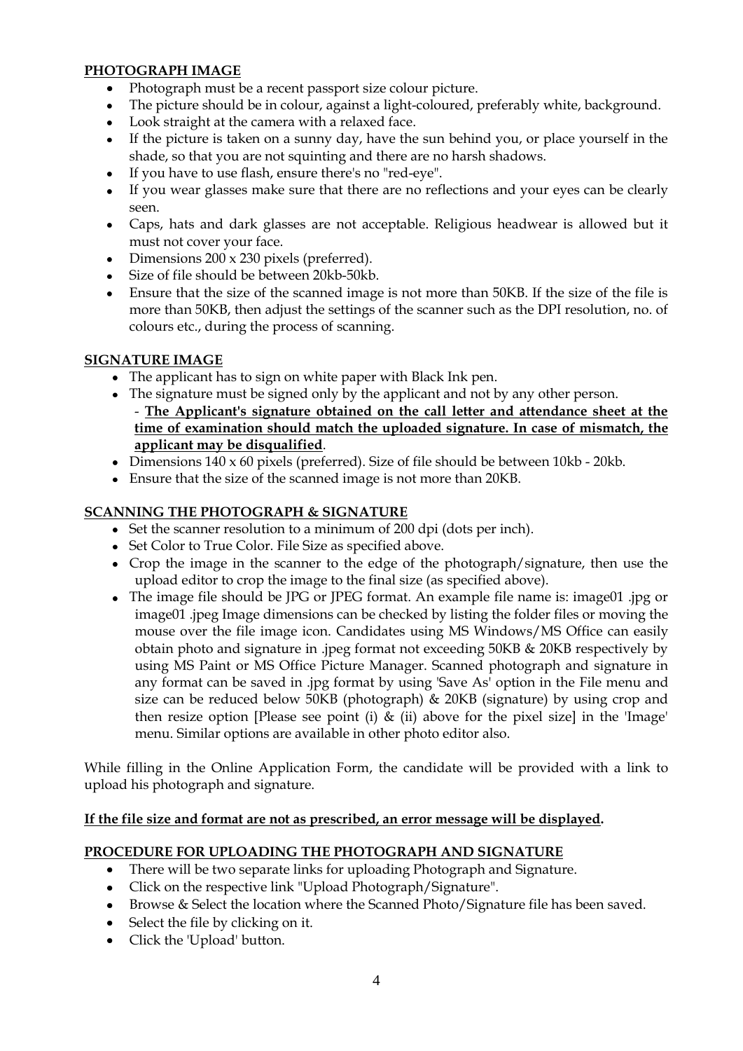**PHOTOGRAPH IMAGE**

- Photograph must be a recent passport size colour picture.
- The picture should be in colour, against a light-coloured, preferably white, background.
- Look straight at the camera with a relaxed face.
- If the picture is taken on a sunny day, have the sun behind you, or place yourself in the shade, so that you are not squinting and there are no harsh shadows.
- If you have to use flash, ensure there's no "red-eye".
- If you wear glasses make sure that there are no reflections and your eyes can be clearly seen.
- Caps, hats and dark glasses are not acceptable. Religious headwear is allowed but it must not cover your face.
- Dimensions 200 x 230 pixels (preferred).
- Size of file should be between 20kb-50kb.
- Ensure that the size of the scanned image is not more than 50KB. If the size of the file is more than 50KB, then adjust the settings of the scanner such as the DPI resolution, no. of colours etc., during the process of scanning.

**SIGNATURE IMAGE**

- The applicant has to sign on white paper with Black Ink pen.
- The signature must be signed only by the applicant and not by any other person.
  - **The Applicant's signature obtained on the call letter and attendance sheet at the time of examination should match the uploaded signature. In case of mismatch, the applicant may be disqualified**.
- Dimensions 140 x 60 pixels (preferred). Size of file should be between 10kb - 20kb.
- Ensure that the size of the scanned image is not more than 20KB.

**SCANNING THE PHOTOGRAPH & SIGNATURE**

- Set the scanner resolution to a minimum of 200 dpi (dots per inch).
- Set Color to True Color. File Size as specified above.
- Crop the image in the scanner to the edge of the photograph/signature, then use the upload editor to crop the image to the final size (as specified above).
- The image file should be JPG or JPEG format. An example file name is: image01 .jpg or image01 .jpeg Image dimensions can be checked by listing the folder files or moving the mouse over the file image icon. Candidates using MS Windows/MS Office can easily obtain photo and signature in .jpeg format not exceeding 50KB & 20KB respectively by using MS Paint or MS Office Picture Manager. Scanned photograph and signature in any format can be saved in .jpg format by using 'Save As' option in the File menu and size can be reduced below 50KB (photograph) & 20KB (signature) by using crop and then resize option [Please see point (i) & (ii) above for the pixel size] in the 'Image' menu. Similar options are available in other photo editor also.

While filling in the Online Application Form, the candidate will be provided with a link to upload his photograph and signature.

**If the file size and format are not as prescribed, an error message will be displayed.**

**PROCEDURE FOR UPLOADING THE PHOTOGRAPH AND SIGNATURE**

- There will be two separate links for uploading Photograph and Signature.
- Click on the respective link "Upload Photograph/Signature".
- Browse & Select the location where the Scanned Photo/Signature file has been saved.
- Select the file by clicking on it.
- Click the 'Upload' button.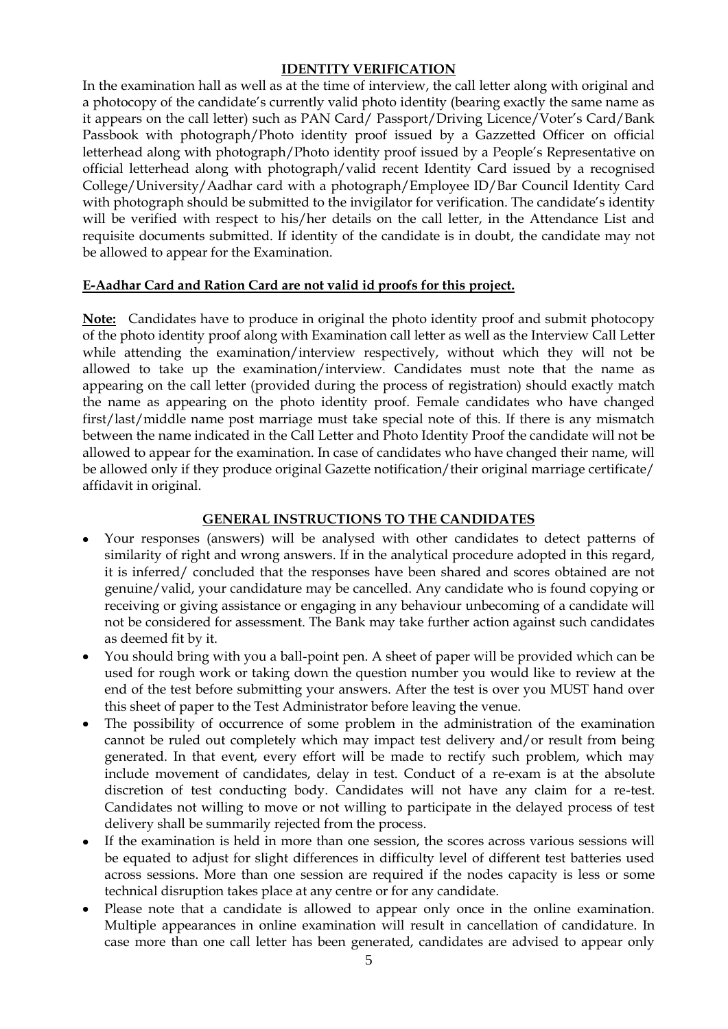## IDENTITY VERIFICATION

In the examination hall as well as at the time of interview, the call letter along with original and a photocopy of the candidate's currently valid photo identity (bearing exactly the same name as it appears on the call letter) such as PAN Card/ Passport/Driving Licence/Voter's Card/Bank Passbook with photograph/Photo identity proof issued by a Gazzetted Officer on official letterhead along with photograph/Photo identity proof issued by a People's Representative on official letterhead along with photograph/valid recent Identity Card issued by a recognised College/University/Aadhar card with a photograph/Employee ID/Bar Council Identity Card with photograph should be submitted to the invigilator for verification. The candidate's identity will be verified with respect to his/her details on the call letter, in the Attendance List and requisite documents submitted. If identity of the candidate is in doubt, the candidate may not be allowed to appear for the Examination.

**E-Aadhar Card and Ration Card are not valid id proofs for this project.**

**Note:** Candidates have to produce in original the photo identity proof and submit photocopy of the photo identity proof along with Examination call letter as well as the Interview Call Letter while attending the examination/interview respectively, without which they will not be allowed to take up the examination/interview. Candidates must note that the name as appearing on the call letter (provided during the process of registration) should exactly match the name as appearing on the photo identity proof. Female candidates who have changed first/last/middle name post marriage must take special note of this. If there is any mismatch between the name indicated in the Call Letter and Photo Identity Proof the candidate will not be allowed to appear for the examination. In case of candidates who have changed their name, will be allowed only if they produce original Gazette notification/their original marriage certificate/ affidavit in original.

## GENERAL INSTRUCTIONS TO THE CANDIDATES

- Your responses (answers) will be analysed with other candidates to detect patterns of similarity of right and wrong answers. If in the analytical procedure adopted in this regard, it is inferred/ concluded that the responses have been shared and scores obtained are not genuine/valid, your candidature may be cancelled. Any candidate who is found copying or receiving or giving assistance or engaging in any behaviour unbecoming of a candidate will not be considered for assessment. The Bank may take further action against such candidates as deemed fit by it.
- You should bring with you a ball-point pen. A sheet of paper will be provided which can be used for rough work or taking down the question number you would like to review at the end of the test before submitting your answers. After the test is over you MUST hand over this sheet of paper to the Test Administrator before leaving the venue.
- The possibility of occurrence of some problem in the administration of the examination cannot be ruled out completely which may impact test delivery and/or result from being generated. In that event, every effort will be made to rectify such problem, which may include movement of candidates, delay in test. Conduct of a re-exam is at the absolute discretion of test conducting body. Candidates will not have any claim for a re-test. Candidates not willing to move or not willing to participate in the delayed process of test delivery shall be summarily rejected from the process.
- If the examination is held in more than one session, the scores across various sessions will be equated to adjust for slight differences in difficulty level of different test batteries used across sessions. More than one session are required if the nodes capacity is less or some technical disruption takes place at any centre or for any candidate.
- Please note that a candidate is allowed to appear only once in the online examination. Multiple appearances in online examination will result in cancellation of candidature. In case more than one call letter has been generated, candidates are advised to appear only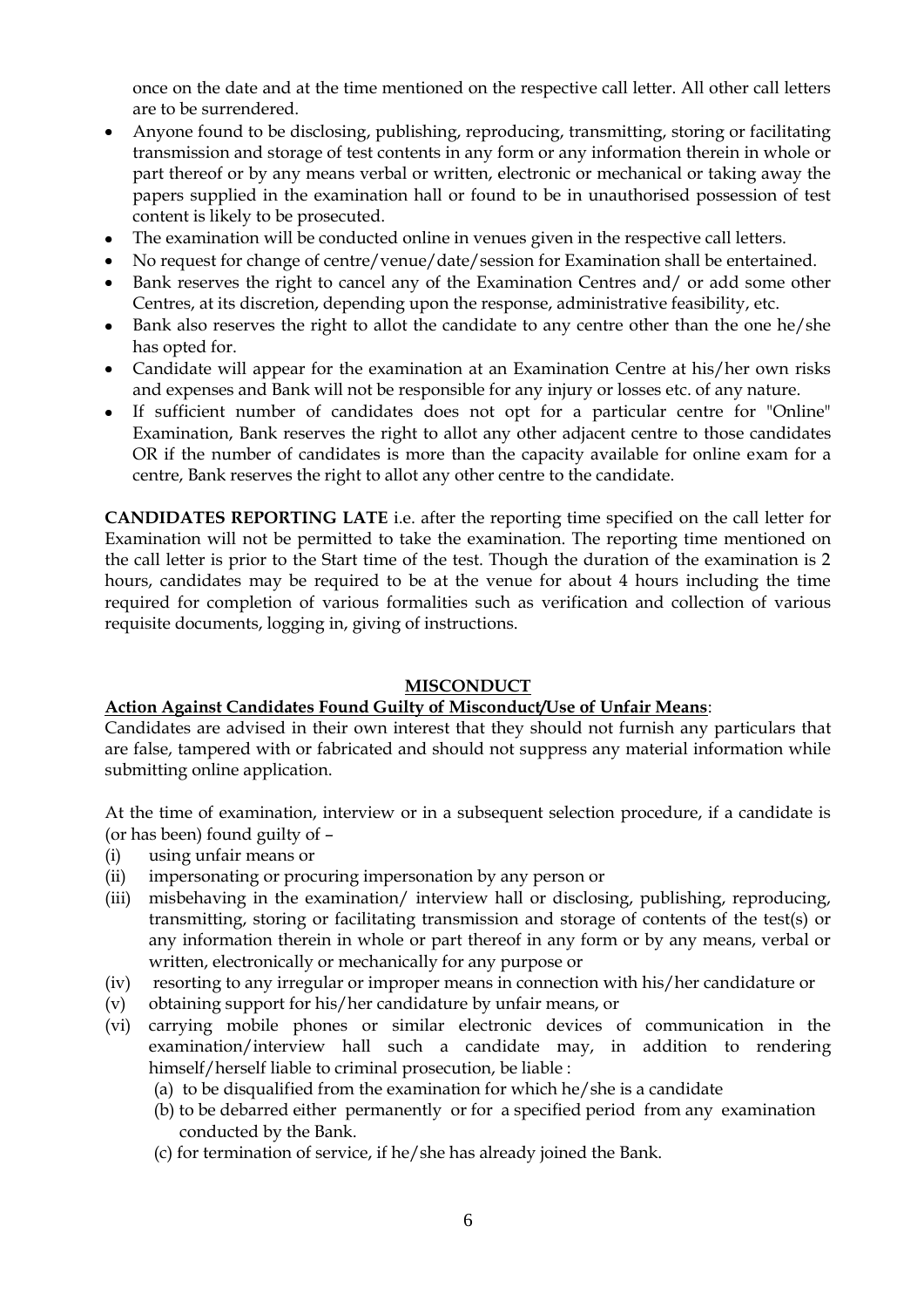once on the date and at the time mentioned on the respective call letter. All other call letters are to be surrendered.

- Anyone found to be disclosing, publishing, reproducing, transmitting, storing or facilitating transmission and storage of test contents in any form or any information therein in whole or part thereof or by any means verbal or written, electronic or mechanical or taking away the papers supplied in the examination hall or found to be in unauthorised possession of test content is likely to be prosecuted.
- The examination will be conducted online in venues given in the respective call letters.
- No request for change of centre/venue/date/session for Examination shall be entertained.
- Bank reserves the right to cancel any of the Examination Centres and/ or add some other Centres, at its discretion, depending upon the response, administrative feasibility, etc.
- Bank also reserves the right to allot the candidate to any centre other than the one he/she has opted for.
- Candidate will appear for the examination at an Examination Centre at his/her own risks and expenses and Bank will not be responsible for any injury or losses etc. of any nature.
- If sufficient number of candidates does not opt for a particular centre for "Online" Examination, Bank reserves the right to allot any other adjacent centre to those candidates OR if the number of candidates is more than the capacity available for online exam for a centre, Bank reserves the right to allot any other centre to the candidate.

**CANDIDATES REPORTING LATE** i.e. after the reporting time specified on the call letter for Examination will not be permitted to take the examination. The reporting time mentioned on the call letter is prior to the Start time of the test. Though the duration of the examination is 2 hours, candidates may be required to be at the venue for about 4 hours including the time required for completion of various formalities such as verification and collection of various requisite documents, logging in, giving of instructions.

## MISCONDUCT

**Action Against Candidates Found Guilty of Misconduct/Use of Unfair Means**:

Candidates are advised in their own interest that they should not furnish any particulars that are false, tampered with or fabricated and should not suppress any material information while submitting online application.

At the time of examination, interview or in a subsequent selection procedure, if a candidate is (or has been) found guilty of –

(i) using unfair means or

(ii) impersonating or procuring impersonation by any person or

(iii) misbehaving in the examination/ interview hall or disclosing, publishing, reproducing, transmitting, storing or facilitating transmission and storage of contents of the test(s) or any information therein in whole or part thereof in any form or by any means, verbal or written, electronically or mechanically for any purpose or

(iv) resorting to any irregular or improper means in connection with his/her candidature or

(v) obtaining support for his/her candidature by unfair means, or

(vi) carrying mobile phones or similar electronic devices of communication in the examination/interview hall such a candidate may, in addition to rendering himself/herself liable to criminal prosecution, be liable :

(a) to be disqualified from the examination for which he/she is a candidate

(b) to be debarred either permanently or for a specified period from any examination conducted by the Bank.

(c) for termination of service, if he/she has already joined the Bank.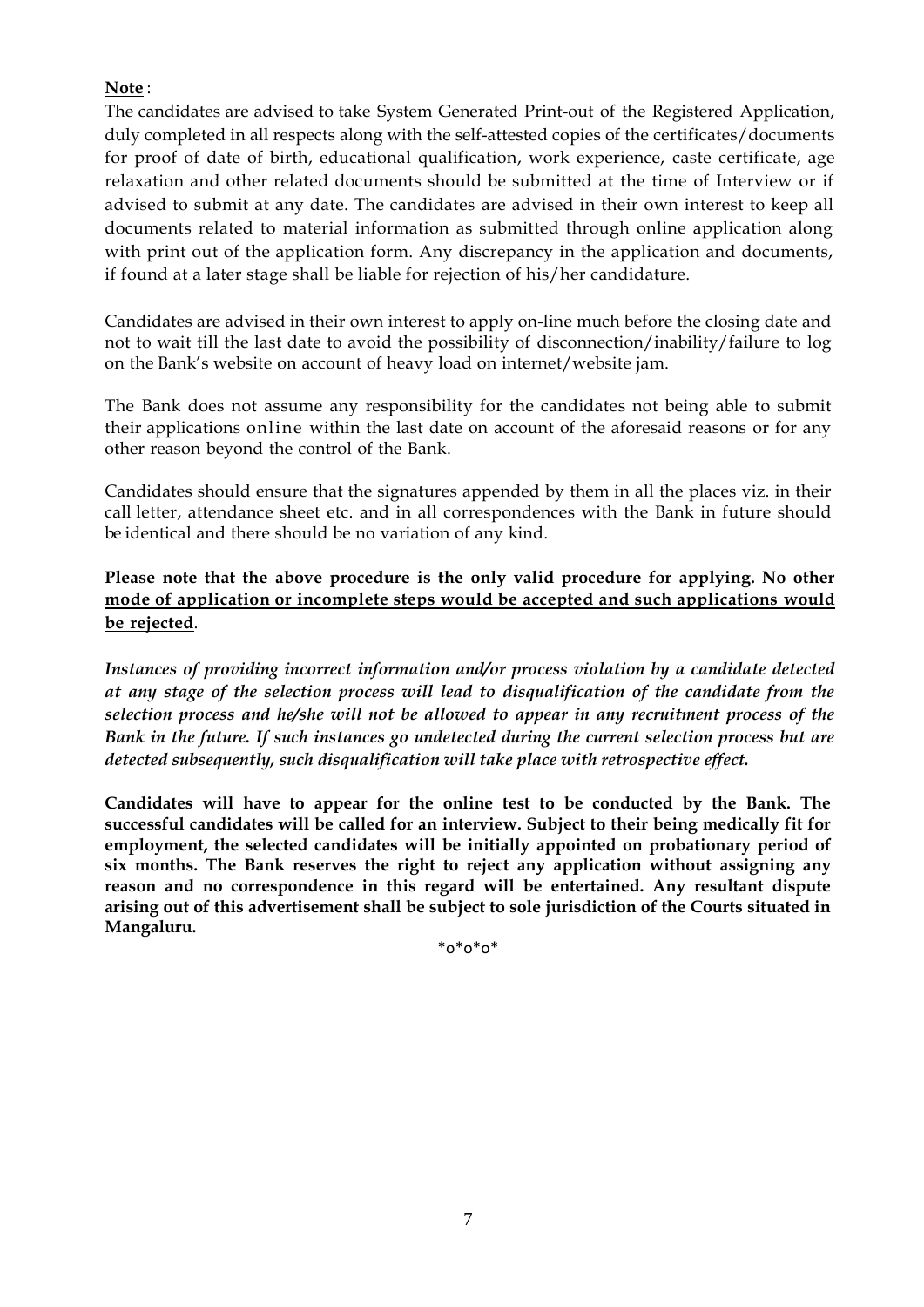**Note** :

The candidates are advised to take System Generated Print-out of the Registered Application, duly completed in all respects along with the self-attested copies of the certificates/documents for proof of date of birth, educational qualification, work experience, caste certificate, age relaxation and other related documents should be submitted at the time of Interview or if advised to submit at any date. The candidates are advised in their own interest to keep all documents related to material information as submitted through online application along with print out of the application form. Any discrepancy in the application and documents, if found at a later stage shall be liable for rejection of his/her candidature.

Candidates are advised in their own interest to apply on-line much before the closing date and not to wait till the last date to avoid the possibility of disconnection/inability/failure to log on the Bank's website on account of heavy load on internet/website jam.

The Bank does not assume any responsibility for the candidates not being able to submit their applications online within the last date on account of the aforesaid reasons or for any other reason beyond the control of the Bank.

Candidates should ensure that the signatures appended by them in all the places viz. in their call letter, attendance sheet etc. and in all correspondences with the Bank in future should be identical and there should be no variation of any kind.

**Please note that the above procedure is the only valid procedure for applying. No other mode of application or incomplete steps would be accepted and such applications would be rejected**.

***Instances of providing incorrect information and/or process violation by a candidate detected at any stage of the selection process will lead to disqualification of the candidate from the selection process and he/she will not be allowed to appear in any recruitment process of the Bank in the future. If such instances go undetected during the current selection process but are detected subsequently, such disqualification will take place with retrospective effect.***

**Candidates will have to appear for the online test to be conducted by the Bank. The successful candidates will be called for an interview. Subject to their being medically fit for employment, the selected candidates will be initially appointed on probationary period of six months. The Bank reserves the right to reject any application without assigning any reason and no correspondence in this regard will be entertained. Any resultant dispute arising out of this advertisement shall be subject to sole jurisdiction of the Courts situated in Mangaluru.**

*o*o*o*